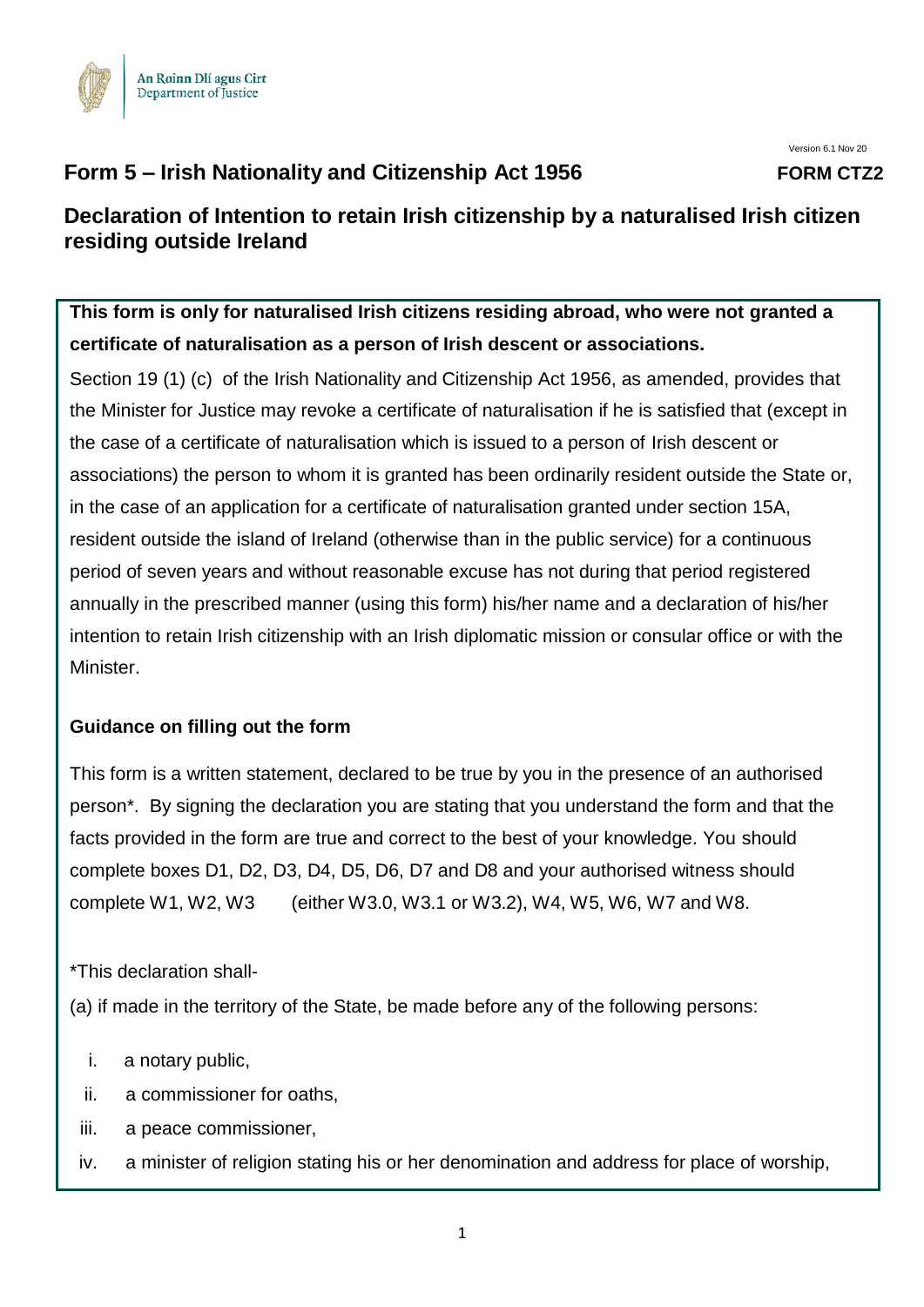An Roinn Dlí agus Cirt
Department of Justice

Version 6.1 Nov 20

# Form 5 – Irish Nationality and Citizenship Act 1956

**FORM CTZ2**

## Declaration of Intention to retain Irish citizenship by a naturalised Irish citizen residing outside Ireland

**This form is only for naturalised Irish citizens residing abroad, who were not granted a certificate of naturalisation as a person of Irish descent or associations.**

Section 19 (1) (c) of the Irish Nationality and Citizenship Act 1956, as amended, provides that the Minister for Justice may revoke a certificate of naturalisation if he is satisfied that (except in the case of a certificate of naturalisation which is issued to a person of Irish descent or associations) the person to whom it is granted has been ordinarily resident outside the State or, in the case of an application for a certificate of naturalisation granted under section 15A, resident outside the island of Ireland (otherwise than in the public service) for a continuous period of seven years and without reasonable excuse has not during that period registered annually in the prescribed manner (using this form) his/her name and a declaration of his/her intention to retain Irish citizenship with an Irish diplomatic mission or consular office or with the Minister.

**Guidance on filling out the form**

This form is a written statement, declared to be true by you in the presence of an authorised person*. By signing the declaration you are stating that you understand the form and that the facts provided in the form are true and correct to the best of your knowledge. You should complete boxes D1, D2, D3, D4, D5, D6, D7 and D8 and your authorised witness should complete W1, W2, W3 (either W3.0, W3.1 or W3.2), W4, W5, W6, W7 and W8.

*This declaration shall-

(a) if made in the territory of the State, be made before any of the following persons:

i. a notary public,
ii. a commissioner for oaths,
iii. a peace commissioner,
iv. a minister of religion stating his or her denomination and address for place of worship,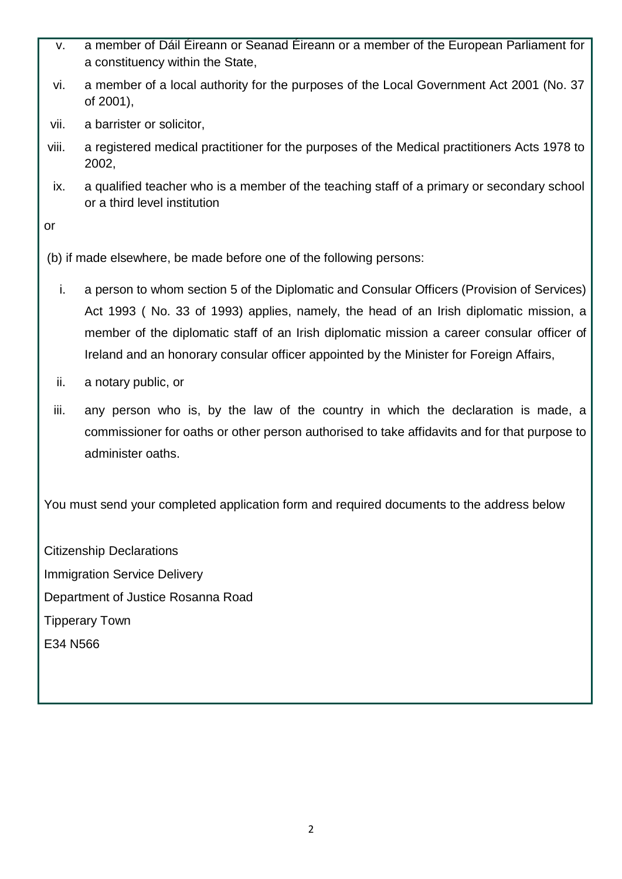v. a member of Dáil Éireann or Seanad Éireann or a member of the European Parliament for a constituency within the State,

vi. a member of a local authority for the purposes of the Local Government Act 2001 (No. 37 of 2001),

vii. a barrister or solicitor,

viii. a registered medical practitioner for the purposes of the Medical practitioners Acts 1978 to 2002,

ix. a qualified teacher who is a member of the teaching staff of a primary or secondary school or a third level institution

or

(b) if made elsewhere, be made before one of the following persons:

i. a person to whom section 5 of the Diplomatic and Consular Officers (Provision of Services) Act 1993 ( No. 33 of 1993) applies, namely, the head of an Irish diplomatic mission, a member of the diplomatic staff of an Irish diplomatic mission a career consular officer of Ireland and an honorary consular officer appointed by the Minister for Foreign Affairs,

ii. a notary public, or

iii. any person who is, by the law of the country in which the declaration is made, a commissioner for oaths or other person authorised to take affidavits and for that purpose to administer oaths.

You must send your completed application form and required documents to the address below

Citizenship Declarations  
Immigration Service Delivery  
Department of Justice Rosanna Road  
Tipperary Town  
E34 N566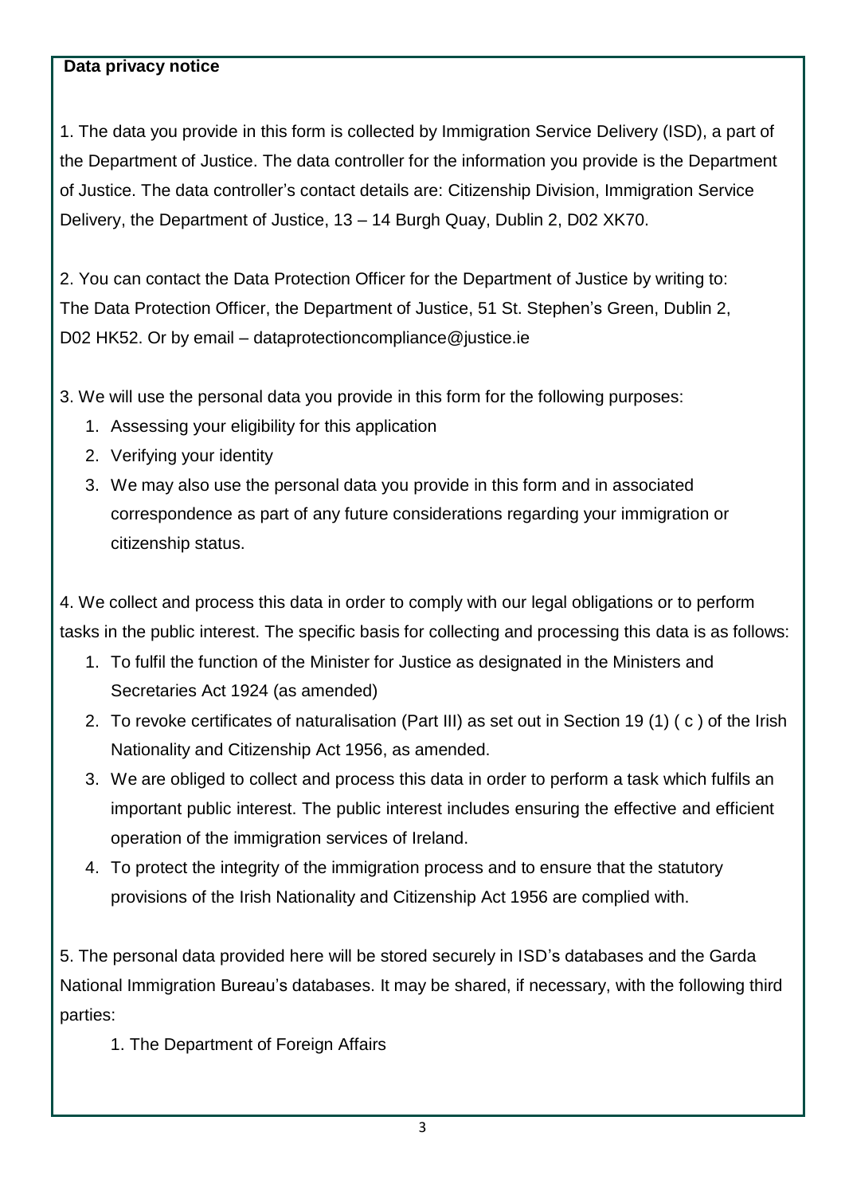**Data privacy notice**

1. The data you provide in this form is collected by Immigration Service Delivery (ISD), a part of the Department of Justice. The data controller for the information you provide is the Department of Justice. The data controller's contact details are: Citizenship Division, Immigration Service Delivery, the Department of Justice, 13 – 14 Burgh Quay, Dublin 2, D02 XK70.

2. You can contact the Data Protection Officer for the Department of Justice by writing to: The Data Protection Officer, the Department of Justice, 51 St. Stephen's Green, Dublin 2, D02 HK52. Or by email – dataprotectioncompliance@justice.ie

3. We will use the personal data you provide in this form for the following purposes:

   1. Assessing your eligibility for this application
   2. Verifying your identity
   3. We may also use the personal data you provide in this form and in associated correspondence as part of any future considerations regarding your immigration or citizenship status.

4. We collect and process this data in order to comply with our legal obligations or to perform tasks in the public interest. The specific basis for collecting and processing this data is as follows:

   1. To fulfil the function of the Minister for Justice as designated in the Ministers and Secretaries Act 1924 (as amended)
   2. To revoke certificates of naturalisation (Part III) as set out in Section 19 (1) ( c ) of the Irish Nationality and Citizenship Act 1956, as amended.
   3. We are obliged to collect and process this data in order to perform a task which fulfils an important public interest. The public interest includes ensuring the effective and efficient operation of the immigration services of Ireland.
   4. To protect the integrity of the immigration process and to ensure that the statutory provisions of the Irish Nationality and Citizenship Act 1956 are complied with.

5. The personal data provided here will be stored securely in ISD's databases and the Garda National Immigration Bureau's databases. It may be shared, if necessary, with the following third parties:

   1. The Department of Foreign Affairs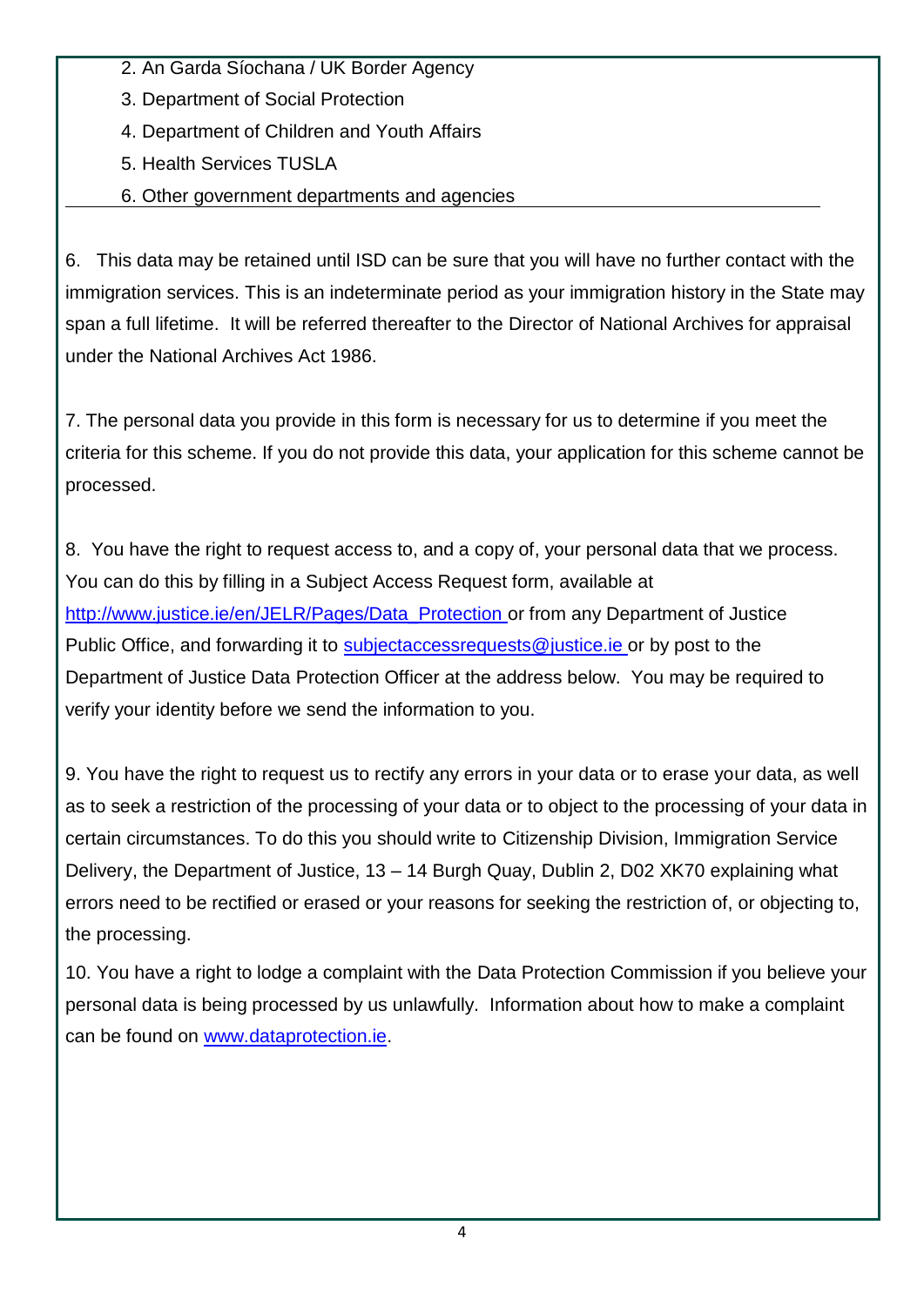2. An Garda Síochana / UK Border Agency
3. Department of Social Protection
4. Department of Children and Youth Affairs
5. Health Services TUSLA
6. Other government departments and agencies

6. This data may be retained until ISD can be sure that you will have no further contact with the immigration services. This is an indeterminate period as your immigration history in the State may span a full lifetime. It will be referred thereafter to the Director of National Archives for appraisal under the National Archives Act 1986.

7. The personal data you provide in this form is necessary for us to determine if you meet the criteria for this scheme. If you do not provide this data, your application for this scheme cannot be processed.

8. You have the right to request access to, and a copy of, your personal data that we process. You can do this by filling in a Subject Access Request form, available at [http://www.justice.ie/en/JELR/Pages/Data_Protection](http://www.justice.ie/en/JELR/Pages/Data_Protection) or from any Department of Justice Public Office, and forwarding it to [subjectaccessrequests@justice.ie](mailto:subjectaccessrequests@justice.ie) or by post to the Department of Justice Data Protection Officer at the address below. You may be required to verify your identity before we send the information to you.

9. You have the right to request us to rectify any errors in your data or to erase your data, as well as to seek a restriction of the processing of your data or to object to the processing of your data in certain circumstances. To do this you should write to Citizenship Division, Immigration Service Delivery, the Department of Justice, 13 – 14 Burgh Quay, Dublin 2, D02 XK70 explaining what errors need to be rectified or erased or your reasons for seeking the restriction of, or objecting to, the processing.

10. You have a right to lodge a complaint with the Data Protection Commission if you believe your personal data is being processed by us unlawfully. Information about how to make a complaint can be found on [www.dataprotection.ie](http://www.dataprotection.ie).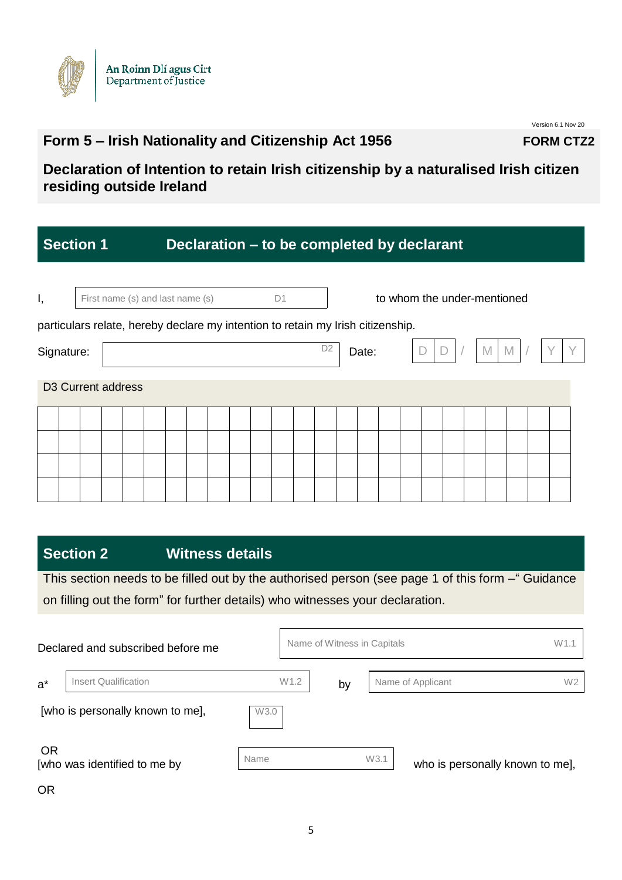An Roinn Dlí agus Cirt
Department of Justice

Version 6.1 Nov 20

# Form 5 – Irish Nationality and Citizenship Act 1956

**FORM CTZ2**

## Declaration of Intention to retain Irish citizenship by a naturalised Irish citizen residing outside Ireland

## Section 1 Declaration – to be completed by declarant

I, [First name (s) and last name (s) D1] to whom the under-mentioned particulars relate, hereby declare my intention to retain my Irish citizenship.

Signature: [D2] Date: D D / M M / Y Y

D3 Current address

| | | | | | | | | | | | | | | | | | | | | | | | | |
|---|---|---|---|---|---|---|---|---|---|---|---|---|---|---|---|---|---|---|---|---|---|---|---|---|
| | | | | | | | | | | | | | | | | | | | | | | | | |
| | | | | | | | | | | | | | | | | | | | | | | | | |
| | | | | | | | | | | | | | | | | | | | | | | | | |

## Section 2 Witness details

This section needs to be filled out by the authorised person (see page 1 of this form –" Guidance on filling out the form" for further details) who witnesses your declaration.

Declared and subscribed before me [Name of Witness in Capitals W1.1]

a* [Insert Qualification W1.2] by [Name of Applicant W2]

[who is personally known to me], [W3.0]

OR
[who was identified to me by [Name W3.1] who is personally known to me],

OR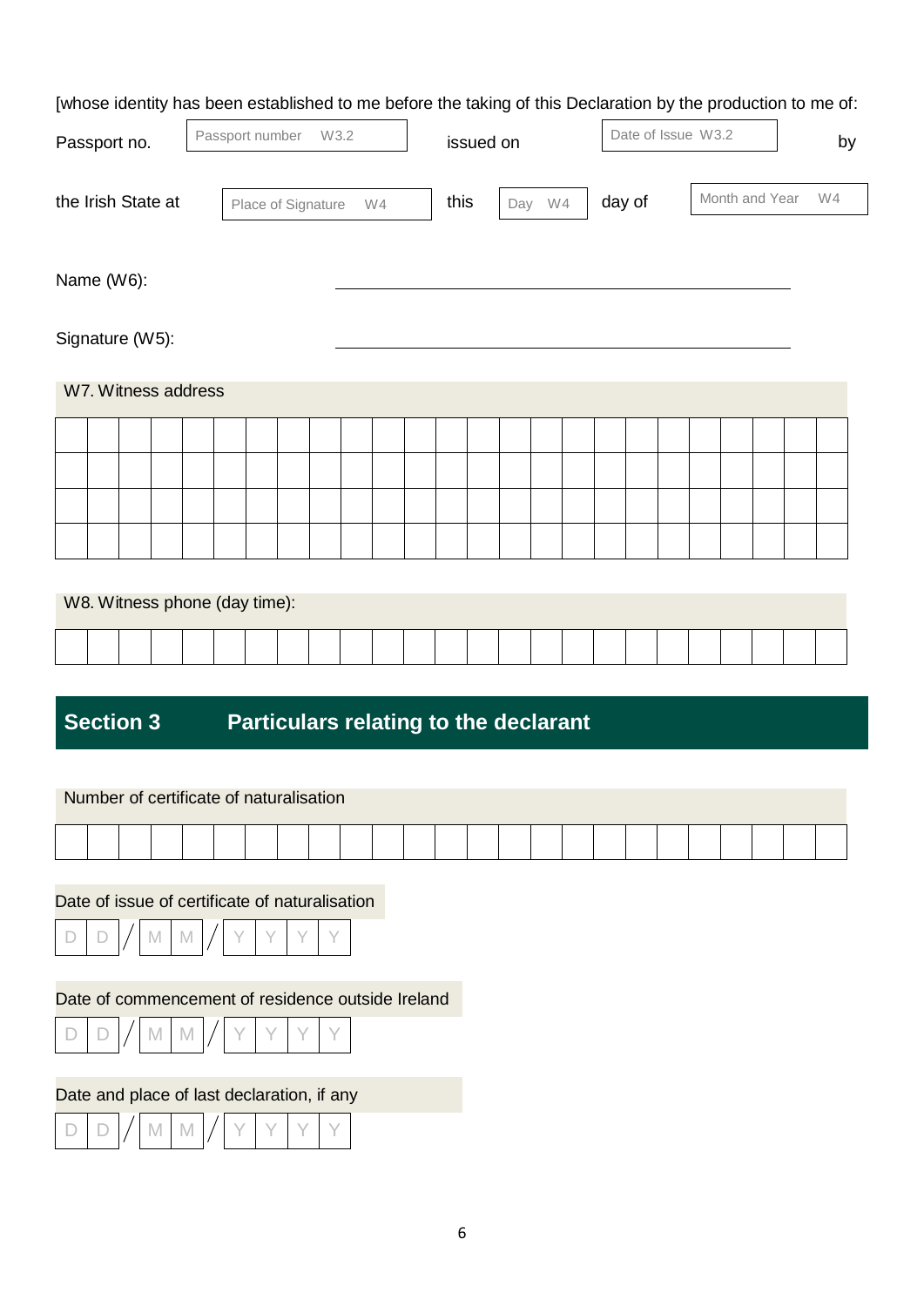[whose identity has been established to me before the taking of this Declaration by the production to me of:

Passport no. [Passport number W3.2] issued on [Date of Issue W3.2] by

the Irish State at [Place of Signature W4] this [Day W4] day of [Month and Year W4]

Name (W6): ______________________________

Signature (W5): ______________________________

W7. Witness address

| | | | | | | | | | | | | | | | | | | | | | | | | |
|---|---|---|---|---|---|---|---|---|---|---|---|---|---|---|---|---|---|---|---|---|---|---|---|---|
| | | | | | | | | | | | | | | | | | | | | | | | | |
| | | | | | | | | | | | | | | | | | | | | | | | | |
| | | | | | | | | | | | | | | | | | | | | | | | | |
| | | | | | | | | | | | | | | | | | | | | | | | | |

W8. Witness phone (day time):

| | | | | | | | | | | | | | | | | | | | | | | | | |
|---|---|---|---|---|---|---|---|---|---|---|---|---|---|---|---|---|---|---|---|---|---|---|---|---|
| | | | | | | | | | | | | | | | | | | | | | | | | |

## Section 3 Particulars relating to the declarant

Number of certificate of naturalisation

| | | | | | | | | | | | | | | | | | | | | | | | | |
|---|---|---|---|---|---|---|---|---|---|---|---|---|---|---|---|---|---|---|---|---|---|---|---|---|
| | | | | | | | | | | | | | | | | | | | | | | | | |

Date of issue of certificate of naturalisation

D D / M M / Y Y Y Y

Date of commencement of residence outside Ireland

D D / M M / Y Y Y Y

Date and place of last declaration, if any

D D / M M / Y Y Y Y